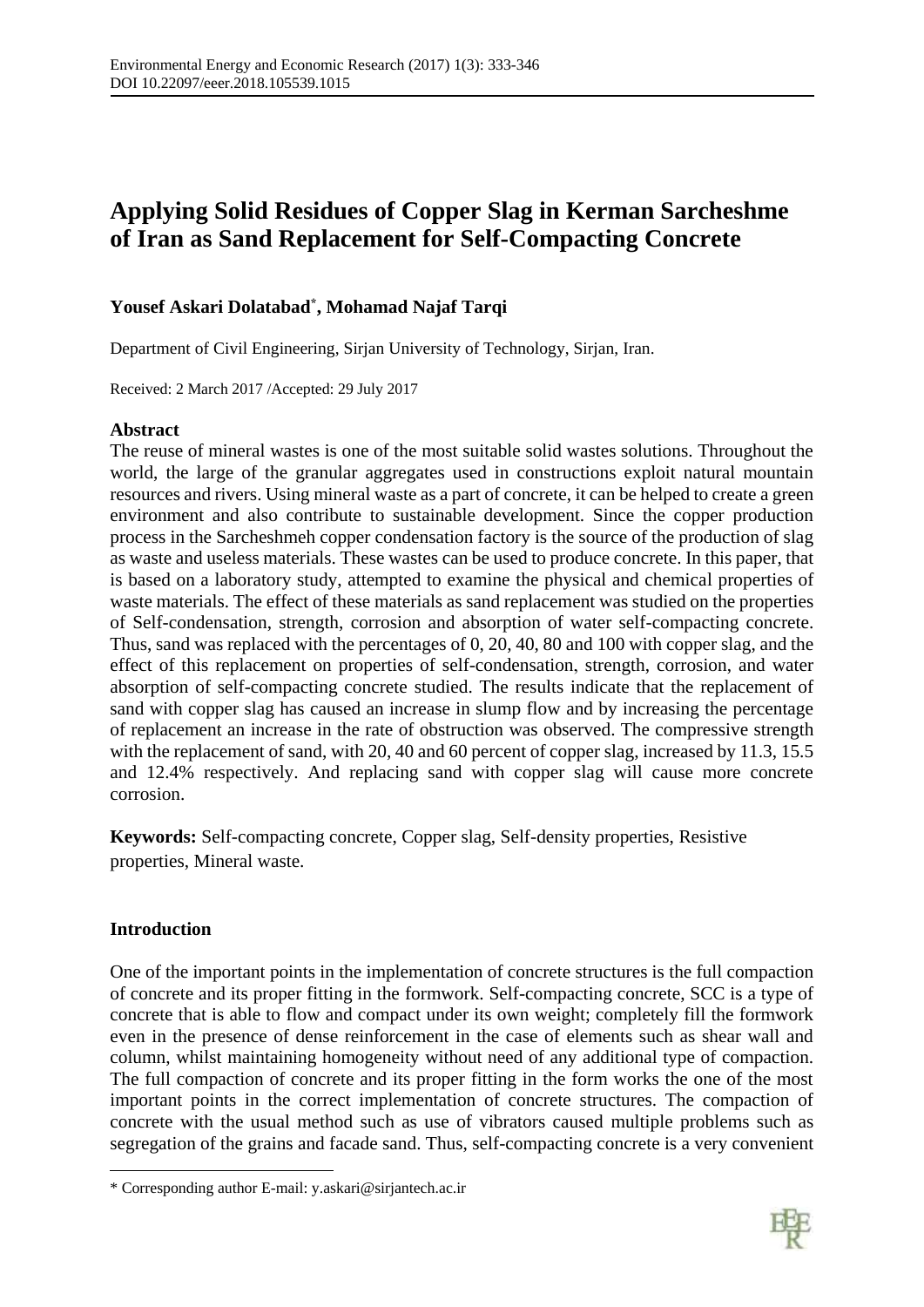# Applying Solid Residues of Copper Slag in Kerman Sarcheshme of Iran as Sand Replacement for Self-Compacting Concrete

**Yousef Askari Dolatabad*, Mohamad Najaf Tarqi**

Department of Civil Engineering, Sirjan University of Technology, Sirjan, Iran.

Received: 2 March 2017 /Accepted: 29 July 2017

**Abstract**

The reuse of mineral wastes is one of the most suitable solid wastes solutions. Throughout the world, the large of the granular aggregates used in constructions exploit natural mountain resources and rivers. Using mineral waste as a part of concrete, it can be helped to create a green environment and also contribute to sustainable development. Since the copper production process in the Sarcheshmeh copper condensation factory is the source of the production of slag as waste and useless materials. These wastes can be used to produce concrete. In this paper, that is based on a laboratory study, attempted to examine the physical and chemical properties of waste materials. The effect of these materials as sand replacement was studied on the properties of Self-condensation, strength, corrosion and absorption of water self-compacting concrete. Thus, sand was replaced with the percentages of 0, 20, 40, 80 and 100 with copper slag, and the effect of this replacement on properties of self-condensation, strength, corrosion, and water absorption of self-compacting concrete studied. The results indicate that the replacement of sand with copper slag has caused an increase in slump flow and by increasing the percentage of replacement an increase in the rate of obstruction was observed. The compressive strength with the replacement of sand, with 20, 40 and 60 percent of copper slag, increased by 11.3, 15.5 and 12.4% respectively. And replacing sand with copper slag will cause more concrete corrosion.

**Keywords:** Self-compacting concrete, Copper slag, Self-density properties, Resistive properties, Mineral waste.

## Introduction

One of the important points in the implementation of concrete structures is the full compaction of concrete and its proper fitting in the formwork. Self-compacting concrete, SCC is a type of concrete that is able to flow and compact under its own weight; completely fill the formwork even in the presence of dense reinforcement in the case of elements such as shear wall and column, whilst maintaining homogeneity without need of any additional type of compaction. The full compaction of concrete and its proper fitting in the form works the one of the most important points in the correct implementation of concrete structures. The compaction of concrete with the usual method such as use of vibrators caused multiple problems such as segregation of the grains and facade sand. Thus, self-compacting concrete is a very convenient

* Corresponding author E-mail: y.askari@sirjantech.ac.ir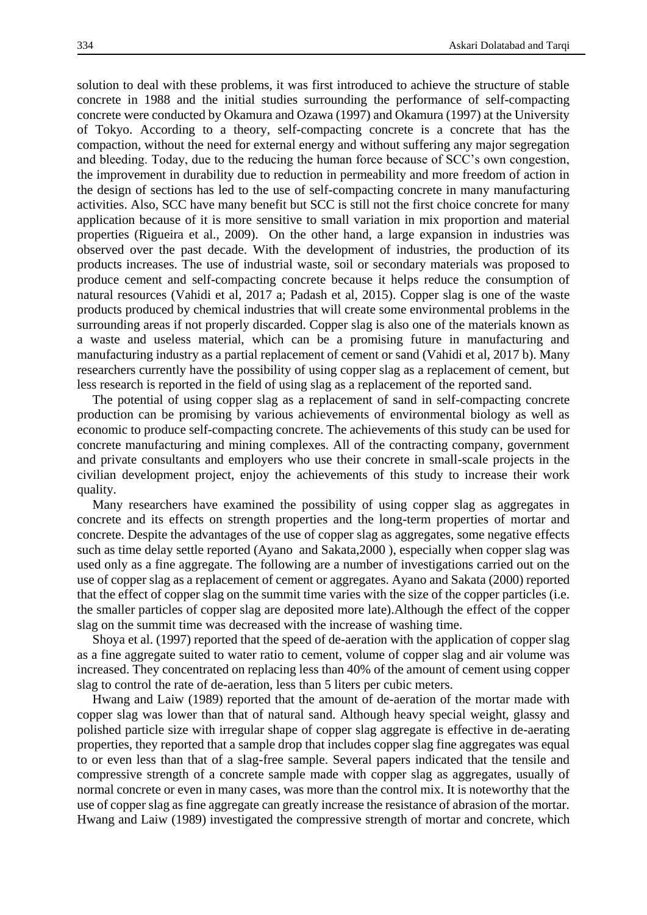solution to deal with these problems, it was first introduced to achieve the structure of stable concrete in 1988 and the initial studies surrounding the performance of self-compacting concrete were conducted by Okamura and Ozawa (1997) and Okamura (1997) at the University of Tokyo. According to a theory, self-compacting concrete is a concrete that has the compaction, without the need for external energy and without suffering any major segregation and bleeding. Today, due to the reducing the human force because of SCC's own congestion, the improvement in durability due to reduction in permeability and more freedom of action in the design of sections has led to the use of self-compacting concrete in many manufacturing activities. Also, SCC have many benefit but SCC is still not the first choice concrete for many application because of it is more sensitive to small variation in mix proportion and material properties (Rigueira et al., 2009). On the other hand, a large expansion in industries was observed over the past decade. With the development of industries, the production of its products increases. The use of industrial waste, soil or secondary materials was proposed to produce cement and self-compacting concrete because it helps reduce the consumption of natural resources (Vahidi et al, 2017 a; Padash et al, 2015). Copper slag is one of the waste products produced by chemical industries that will create some environmental problems in the surrounding areas if not properly discarded. Copper slag is also one of the materials known as a waste and useless material, which can be a promising future in manufacturing and manufacturing industry as a partial replacement of cement or sand (Vahidi et al, 2017 b). Many researchers currently have the possibility of using copper slag as a replacement of cement, but less research is reported in the field of using slag as a replacement of the reported sand.

The potential of using copper slag as a replacement of sand in self-compacting concrete production can be promising by various achievements of environmental biology as well as economic to produce self-compacting concrete. The achievements of this study can be used for concrete manufacturing and mining complexes. All of the contracting company, government and private consultants and employers who use their concrete in small-scale projects in the civilian development project, enjoy the achievements of this study to increase their work quality.

Many researchers have examined the possibility of using copper slag as aggregates in concrete and its effects on strength properties and the long-term properties of mortar and concrete. Despite the advantages of the use of copper slag as aggregates, some negative effects such as time delay settle reported (Ayano and Sakata,2000 ), especially when copper slag was used only as a fine aggregate. The following are a number of investigations carried out on the use of copper slag as a replacement of cement or aggregates. Ayano and Sakata (2000) reported that the effect of copper slag on the summit time varies with the size of the copper particles (i.e. the smaller particles of copper slag are deposited more late).Although the effect of the copper slag on the summit time was decreased with the increase of washing time.

Shoya et al. (1997) reported that the speed of de-aeration with the application of copper slag as a fine aggregate suited to water ratio to cement, volume of copper slag and air volume was increased. They concentrated on replacing less than 40% of the amount of cement using copper slag to control the rate of de-aeration, less than 5 liters per cubic meters.

Hwang and Laiw (1989) reported that the amount of de-aeration of the mortar made with copper slag was lower than that of natural sand. Although heavy special weight, glassy and polished particle size with irregular shape of copper slag aggregate is effective in de-aerating properties, they reported that a sample drop that includes copper slag fine aggregates was equal to or even less than that of a slag-free sample. Several papers indicated that the tensile and compressive strength of a concrete sample made with copper slag as aggregates, usually of normal concrete or even in many cases, was more than the control mix. It is noteworthy that the use of copper slag as fine aggregate can greatly increase the resistance of abrasion of the mortar. Hwang and Laiw (1989) investigated the compressive strength of mortar and concrete, which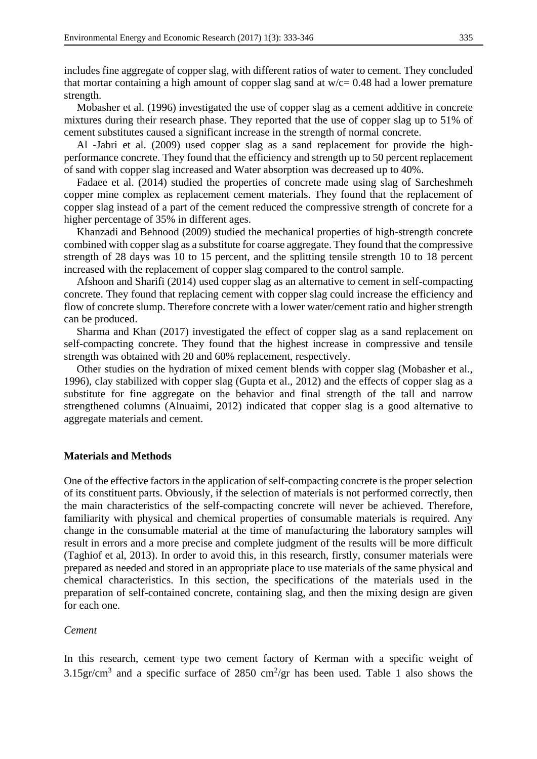includes fine aggregate of copper slag, with different ratios of water to cement. They concluded that mortar containing a high amount of copper slag sand at w/c= 0.48 had a lower premature strength.

Mobasher et al. (1996) investigated the use of copper slag as a cement additive in concrete mixtures during their research phase. They reported that the use of copper slag up to 51% of cement substitutes caused a significant increase in the strength of normal concrete.

Al -Jabri et al. (2009) used copper slag as a sand replacement for provide the high-performance concrete. They found that the efficiency and strength up to 50 percent replacement of sand with copper slag increased and Water absorption was decreased up to 40%.

Fadaee et al. (2014) studied the properties of concrete made using slag of Sarcheshmeh copper mine complex as replacement cement materials. They found that the replacement of copper slag instead of a part of the cement reduced the compressive strength of concrete for a higher percentage of 35% in different ages.

Khanzadi and Behnood (2009) studied the mechanical properties of high-strength concrete combined with copper slag as a substitute for coarse aggregate. They found that the compressive strength of 28 days was 10 to 15 percent, and the splitting tensile strength 10 to 18 percent increased with the replacement of copper slag compared to the control sample.

Afshoon and Sharifi (2014) used copper slag as an alternative to cement in self-compacting concrete. They found that replacing cement with copper slag could increase the efficiency and flow of concrete slump. Therefore concrete with a lower water/cement ratio and higher strength can be produced.

Sharma and Khan (2017) investigated the effect of copper slag as a sand replacement on self-compacting concrete. They found that the highest increase in compressive and tensile strength was obtained with 20 and 60% replacement, respectively.

Other studies on the hydration of mixed cement blends with copper slag (Mobasher et al., 1996), clay stabilized with copper slag (Gupta et al., 2012) and the effects of copper slag as a substitute for fine aggregate on the behavior and final strength of the tall and narrow strengthened columns (Alnuaimi, 2012) indicated that copper slag is a good alternative to aggregate materials and cement.

## Materials and Methods

One of the effective factors in the application of self-compacting concrete is the proper selection of its constituent parts. Obviously, if the selection of materials is not performed correctly, then the main characteristics of the self-compacting concrete will never be achieved. Therefore, familiarity with physical and chemical properties of consumable materials is required. Any change in the consumable material at the time of manufacturing the laboratory samples will result in errors and a more precise and complete judgment of the results will be more difficult (Taghiof et al, 2013). In order to avoid this, in this research, firstly, consumer materials were prepared as needed and stored in an appropriate place to use materials of the same physical and chemical characteristics. In this section, the specifications of the materials used in the preparation of self-contained concrete, containing slag, and then the mixing design are given for each one.

### *Cement*

In this research, cement type two cement factory of Kerman with a specific weight of $3.15 gr/cm^3$ and a specific surface of $2850\ cm^2/gr$ has been used. Table 1 also shows the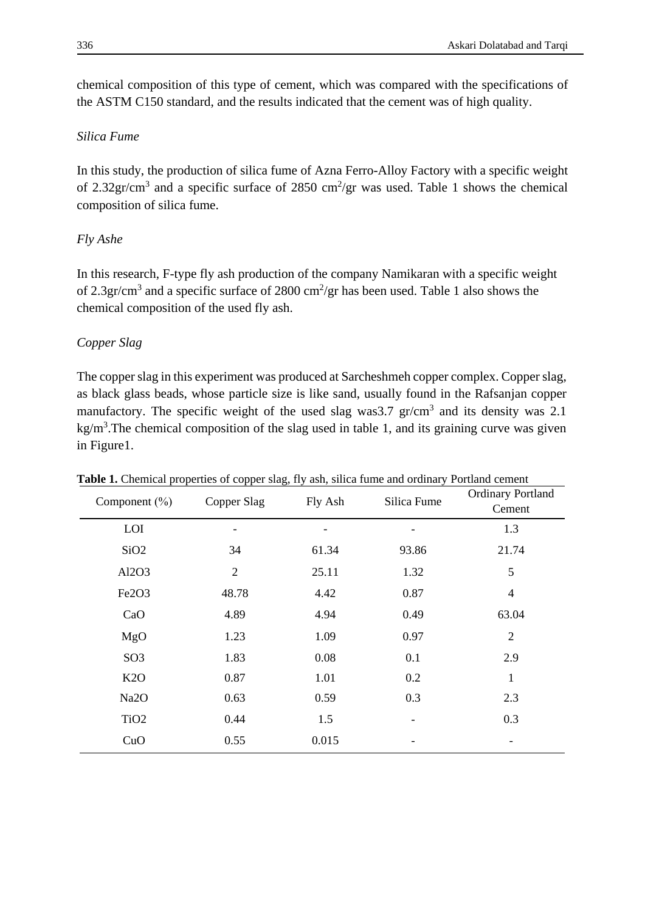chemical composition of this type of cement, which was compared with the specifications of the ASTM C150 standard, and the results indicated that the cement was of high quality.

*Silica Fume*

In this study, the production of silica fume of Azna Ferro-Alloy Factory with a specific weight of 2.32gr/cm$^3$ and a specific surface of 2850 cm$^2$/gr was used. Table 1 shows the chemical composition of silica fume.

*Fly Ashe*

In this research, F-type fly ash production of the company Namikaran with a specific weight of 2.3gr/cm$^3$ and a specific surface of 2800 cm$^2$/gr has been used. Table 1 also shows the chemical composition of the used fly ash.

*Copper Slag*

The copper slag in this experiment was produced at Sarcheshmeh copper complex. Copper slag, as black glass beads, whose particle size is like sand, usually found in the Rafsanjan copper manufactory. The specific weight of the used slag was3.7 gr/cm$^3$ and its density was 2.1 kg/m$^3$.The chemical composition of the slag used in table 1, and its graining curve was given in Figure1.

**Table 1.** Chemical properties of copper slag, fly ash, silica fume and ordinary Portland cement

| Component (%) | Copper Slag | Fly Ash | Silica Fume | Ordinary Portland Cement |
|---|---|---|---|---|
| LOI | - | - | - | 1.3 |
| SiO2 | 34 | 61.34 | 93.86 | 21.74 |
| Al2O3 | 2 | 25.11 | 1.32 | 5 |
| Fe2O3 | 48.78 | 4.42 | 0.87 | 4 |
| CaO | 4.89 | 4.94 | 0.49 | 63.04 |
| MgO | 1.23 | 1.09 | 0.97 | 2 |
| SO3 | 1.83 | 0.08 | 0.1 | 2.9 |
| K2O | 0.87 | 1.01 | 0.2 | 1 |
| Na2O | 0.63 | 0.59 | 0.3 | 2.3 |
| TiO2 | 0.44 | 1.5 | - | 0.3 |
| CuO | 0.55 | 0.015 | - | - |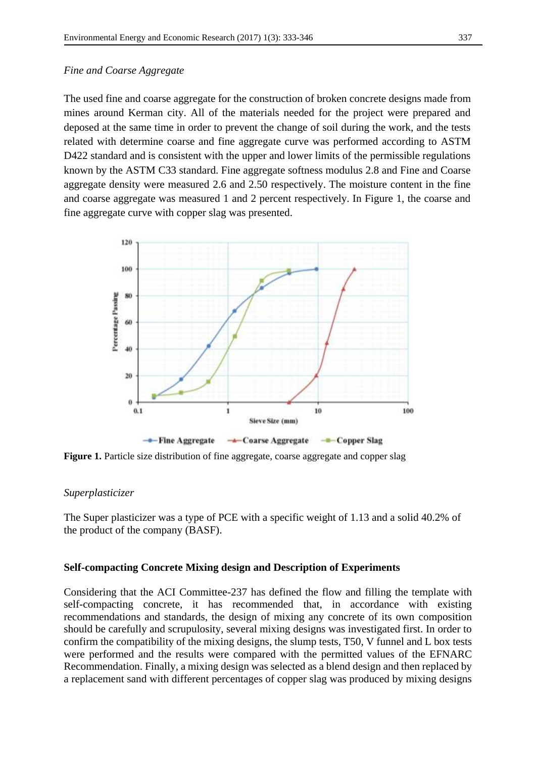*Fine and Coarse Aggregate*

The used fine and coarse aggregate for the construction of broken concrete designs made from mines around Kerman city. All of the materials needed for the project were prepared and deposed at the same time in order to prevent the change of soil during the work, and the tests related with determine coarse and fine aggregate curve was performed according to ASTM D422 standard and is consistent with the upper and lower limits of the permissible regulations known by the ASTM C33 standard. Fine aggregate softness modulus 2.8 and Fine and Coarse aggregate density were measured 2.6 and 2.50 respectively. The moisture content in the fine and coarse aggregate was measured 1 and 2 percent respectively. In Figure 1, the coarse and fine aggregate curve with copper slag was presented.

**Figure 1.** Particle size distribution of fine aggregate, coarse aggregate and copper slag

*Superplasticizer*

The Super plasticizer was a type of PCE with a specific weight of 1.13 and a solid 40.2% of the product of the company (BASF).

**Self-compacting Concrete Mixing design and Description of Experiments**

Considering that the ACI Committee-237 has defined the flow and filling the template with self-compacting concrete, it has recommended that, in accordance with existing recommendations and standards, the design of mixing any concrete of its own composition should be carefully and scrupulosity, several mixing designs was investigated first. In order to confirm the compatibility of the mixing designs, the slump tests, T50, V funnel and L box tests were performed and the results were compared with the permitted values of the EFNARC Recommendation. Finally, a mixing design was selected as a blend design and then replaced by a replacement sand with different percentages of copper slag was produced by mixing designs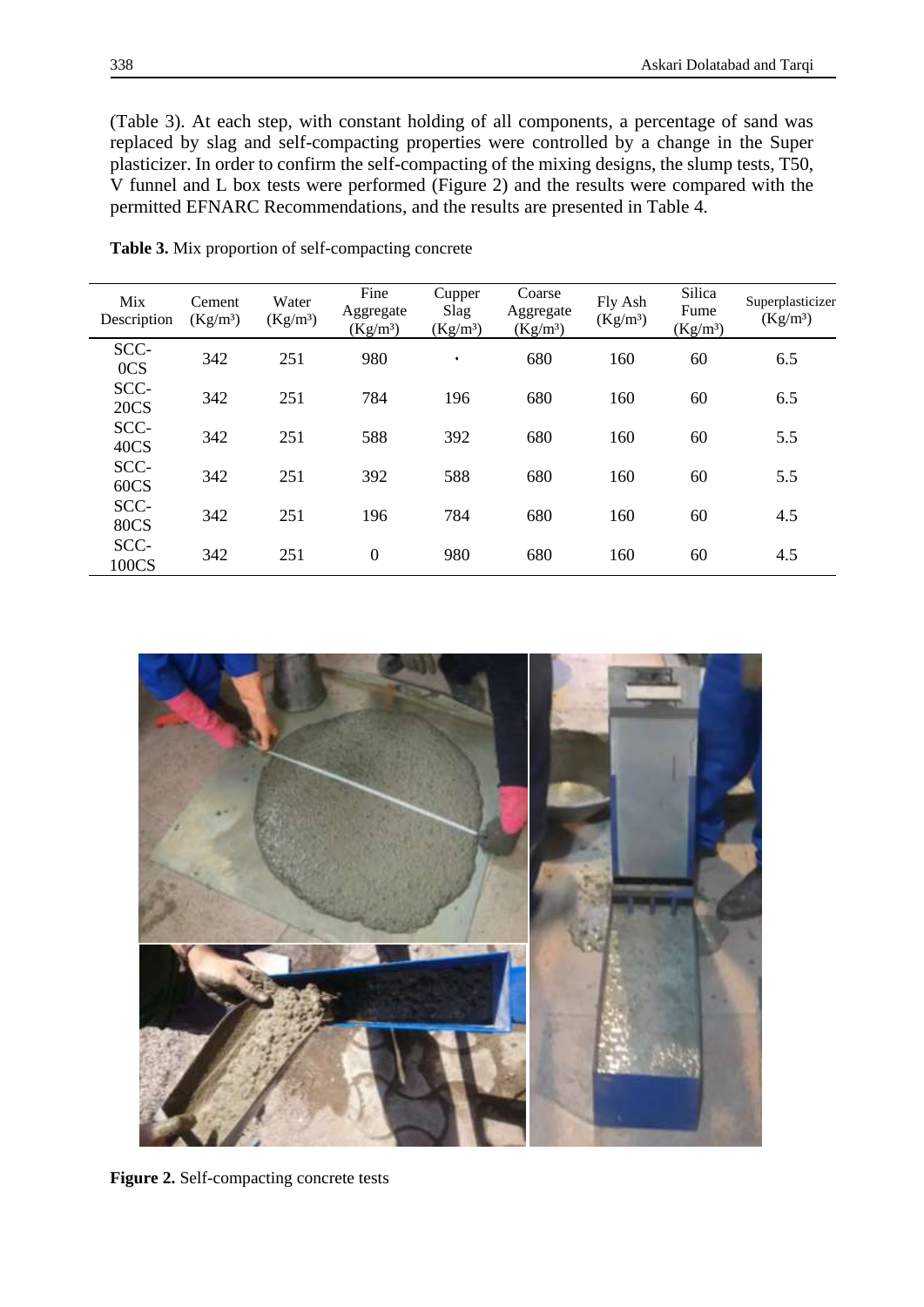(Table 3). At each step, with constant holding of all components, a percentage of sand was replaced by slag and self-compacting properties were controlled by a change in the Super plasticizer. In order to confirm the self-compacting of the mixing designs, the slump tests, T50, V funnel and L box tests were performed (Figure 2) and the results were compared with the permitted EFNARC Recommendations, and the results are presented in Table 4.

**Table 3.** Mix proportion of self-compacting concrete

| Mix Description | Cement (Kg/m³) | Water (Kg/m³) | Fine Aggregate (Kg/m³) | Cupper Slag (Kg/m³) | Coarse Aggregate (Kg/m³) | Fly Ash (Kg/m³) | Silica Fume (Kg/m³) | Superplasticizer (Kg/m³) |
|---|---|---|---|---|---|---|---|---|
| SCC-0CS | 342 | 251 | 980 | • | 680 | 160 | 60 | 6.5 |
| SCC-20CS | 342 | 251 | 784 | 196 | 680 | 160 | 60 | 6.5 |
| SCC-40CS | 342 | 251 | 588 | 392 | 680 | 160 | 60 | 5.5 |
| SCC-60CS | 342 | 251 | 392 | 588 | 680 | 160 | 60 | 5.5 |
| SCC-80CS | 342 | 251 | 196 | 784 | 680 | 160 | 60 | 4.5 |
| SCC-100CS | 342 | 251 | 0 | 980 | 680 | 160 | 60 | 4.5 |

**Figure 2.** Self-compacting concrete tests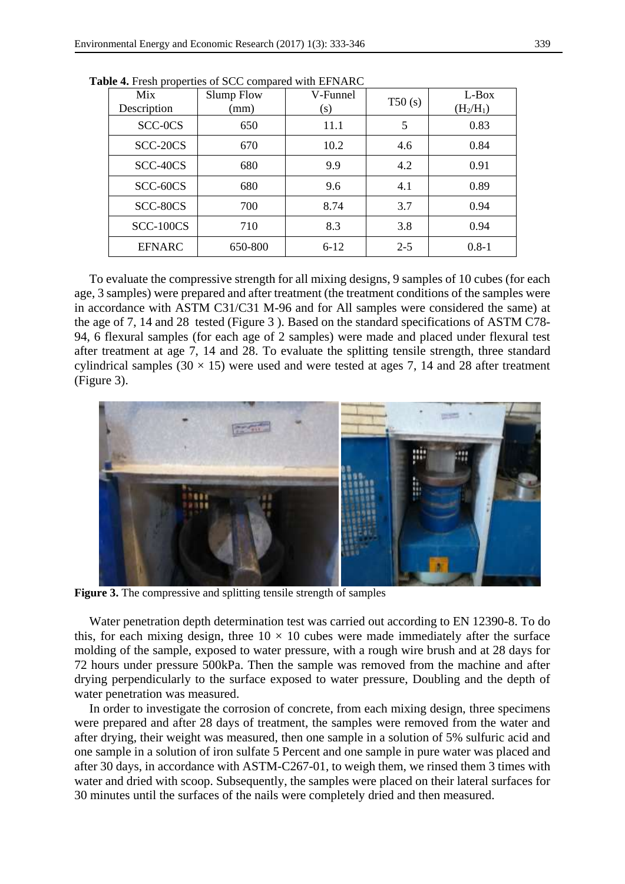**Table 4.** Fresh properties of SCC compared with EFNARC

| Mix Description | Slump Flow (mm) | V-Funnel (s) | T50 (s) | L-Box ($H_2/H_1$) |
|---|---|---|---|---|
| SCC-0CS | 650 | 11.1 | 5 | 0.83 |
| SCC-20CS | 670 | 10.2 | 4.6 | 0.84 |
| SCC-40CS | 680 | 9.9 | 4.2 | 0.91 |
| SCC-60CS | 680 | 9.6 | 4.1 | 0.89 |
| SCC-80CS | 700 | 8.74 | 3.7 | 0.94 |
| SCC-100CS | 710 | 8.3 | 3.8 | 0.94 |
| EFNARC | 650-800 | 6-12 | 2-5 | 0.8-1 |

To evaluate the compressive strength for all mixing designs, 9 samples of 10 cubes (for each age, 3 samples) were prepared and after treatment (the treatment conditions of the samples were in accordance with ASTM C31/C31 M-96 and for All samples were considered the same) at the age of 7, 14 and 28 tested (Figure 3 ). Based on the standard specifications of ASTM C78-94, 6 flexural samples (for each age of 2 samples) were made and placed under flexural test after treatment at age 7, 14 and 28. To evaluate the splitting tensile strength, three standard cylindrical samples ($30 \times 15$) were used and were tested at ages 7, 14 and 28 after treatment (Figure 3).

**Figure 3.** The compressive and splitting tensile strength of samples

Water penetration depth determination test was carried out according to EN 12390-8. To do this, for each mixing design, three $10 \times 10$ cubes were made immediately after the surface molding of the sample, exposed to water pressure, with a rough wire brush and at 28 days for 72 hours under pressure 500kPa. Then the sample was removed from the machine and after drying perpendicularly to the surface exposed to water pressure, Doubling and the depth of water penetration was measured.

In order to investigate the corrosion of concrete, from each mixing design, three specimens were prepared and after 28 days of treatment, the samples were removed from the water and after drying, their weight was measured, then one sample in a solution of 5% sulfuric acid and one sample in a solution of iron sulfate 5 Percent and one sample in pure water was placed and after 30 days, in accordance with ASTM-C267-01, to weigh them, we rinsed them 3 times with water and dried with scoop. Subsequently, the samples were placed on their lateral surfaces for 30 minutes until the surfaces of the nails were completely dried and then measured.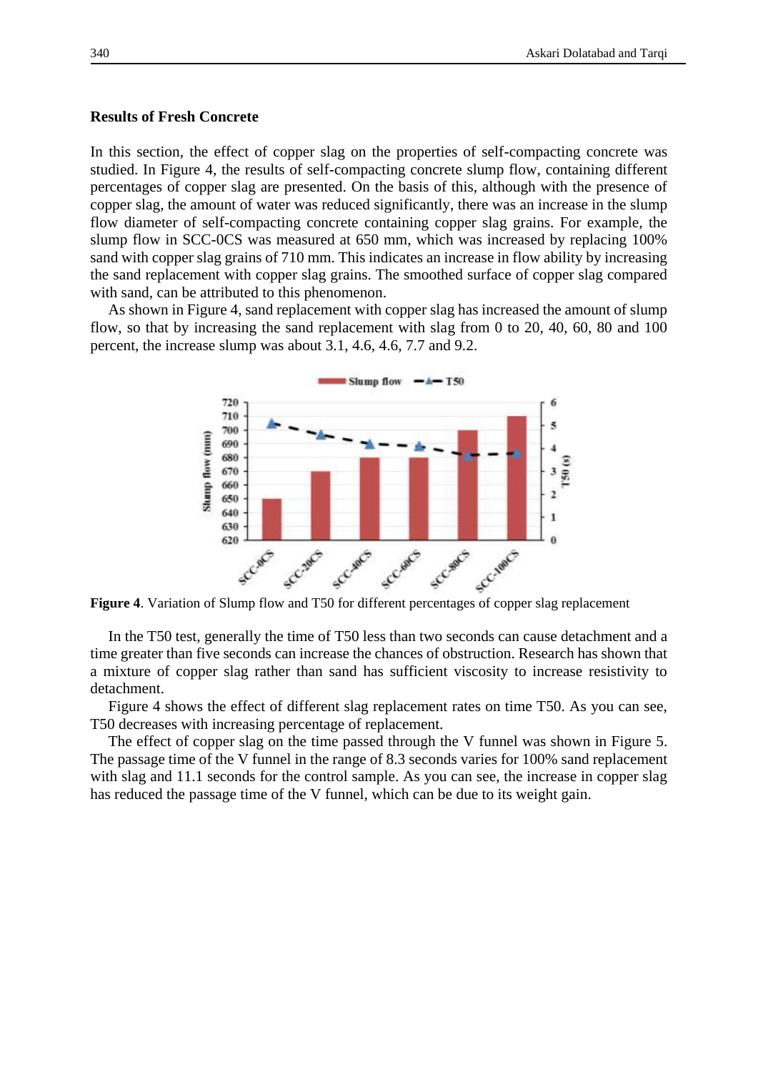### Results of Fresh Concrete

In this section, the effect of copper slag on the properties of self-compacting concrete was studied. In Figure 4, the results of self-compacting concrete slump flow, containing different percentages of copper slag are presented. On the basis of this, although with the presence of copper slag, the amount of water was reduced significantly, there was an increase in the slump flow diameter of self-compacting concrete containing copper slag grains. For example, the slump flow in SCC-0CS was measured at 650 mm, which was increased by replacing 100% sand with copper slag grains of 710 mm. This indicates an increase in flow ability by increasing the sand replacement with copper slag grains. The smoothed surface of copper slag compared with sand, can be attributed to this phenomenon.

As shown in Figure 4, sand replacement with copper slag has increased the amount of slump flow, so that by increasing the sand replacement with slag from 0 to 20, 40, 60, 80 and 100 percent, the increase slump was about 3.1, 4.6, 4.6, 7.7 and 9.2.

**Figure 4**. Variation of Slump flow and T50 for different percentages of copper slag replacement

In the T50 test, generally the time of T50 less than two seconds can cause detachment and a time greater than five seconds can increase the chances of obstruction. Research has shown that a mixture of copper slag rather than sand has sufficient viscosity to increase resistivity to detachment.

Figure 4 shows the effect of different slag replacement rates on time T50. As you can see, T50 decreases with increasing percentage of replacement.

The effect of copper slag on the time passed through the V funnel was shown in Figure 5. The passage time of the V funnel in the range of 8.3 seconds varies for 100% sand replacement with slag and 11.1 seconds for the control sample. As you can see, the increase in copper slag has reduced the passage time of the V funnel, which can be due to its weight gain.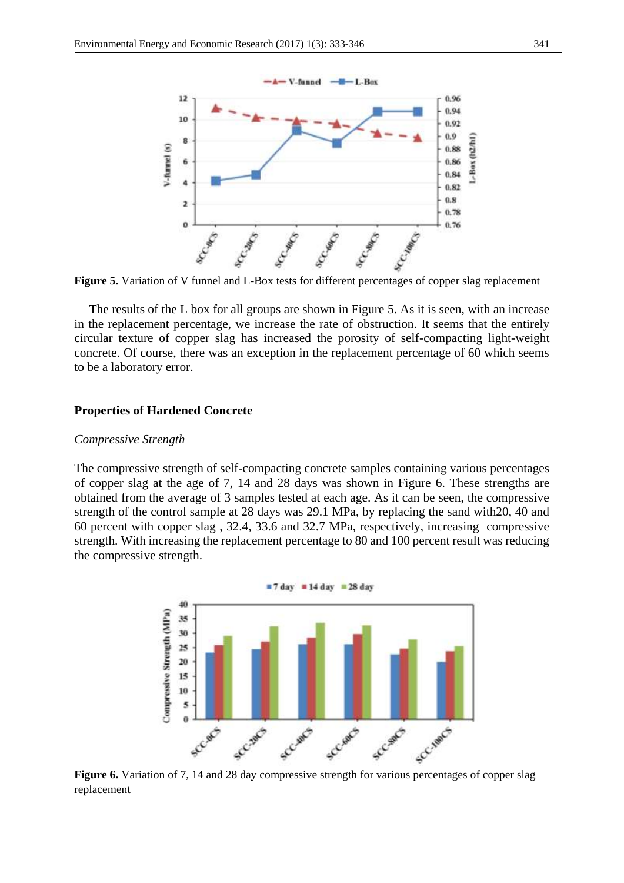**Figure 5.** Variation of V funnel and L-Box tests for different percentages of copper slag replacement

The results of the L box for all groups are shown in Figure 5. As it is seen, with an increase in the replacement percentage, we increase the rate of obstruction. It seems that the entirely circular texture of copper slag has increased the porosity of self-compacting light-weight concrete. Of course, there was an exception in the replacement percentage of 60 which seems to be a laboratory error.

## Properties of Hardened Concrete

### *Compressive Strength*

The compressive strength of self-compacting concrete samples containing various percentages of copper slag at the age of 7, 14 and 28 days was shown in Figure 6. These strengths are obtained from the average of 3 samples tested at each age. As it can be seen, the compressive strength of the control sample at 28 days was 29.1 MPa, by replacing the sand with20, 40 and 60 percent with copper slag , 32.4, 33.6 and 32.7 MPa, respectively, increasing compressive strength. With increasing the replacement percentage to 80 and 100 percent result was reducing the compressive strength.

**Figure 6.** Variation of 7, 14 and 28 day compressive strength for various percentages of copper slag replacement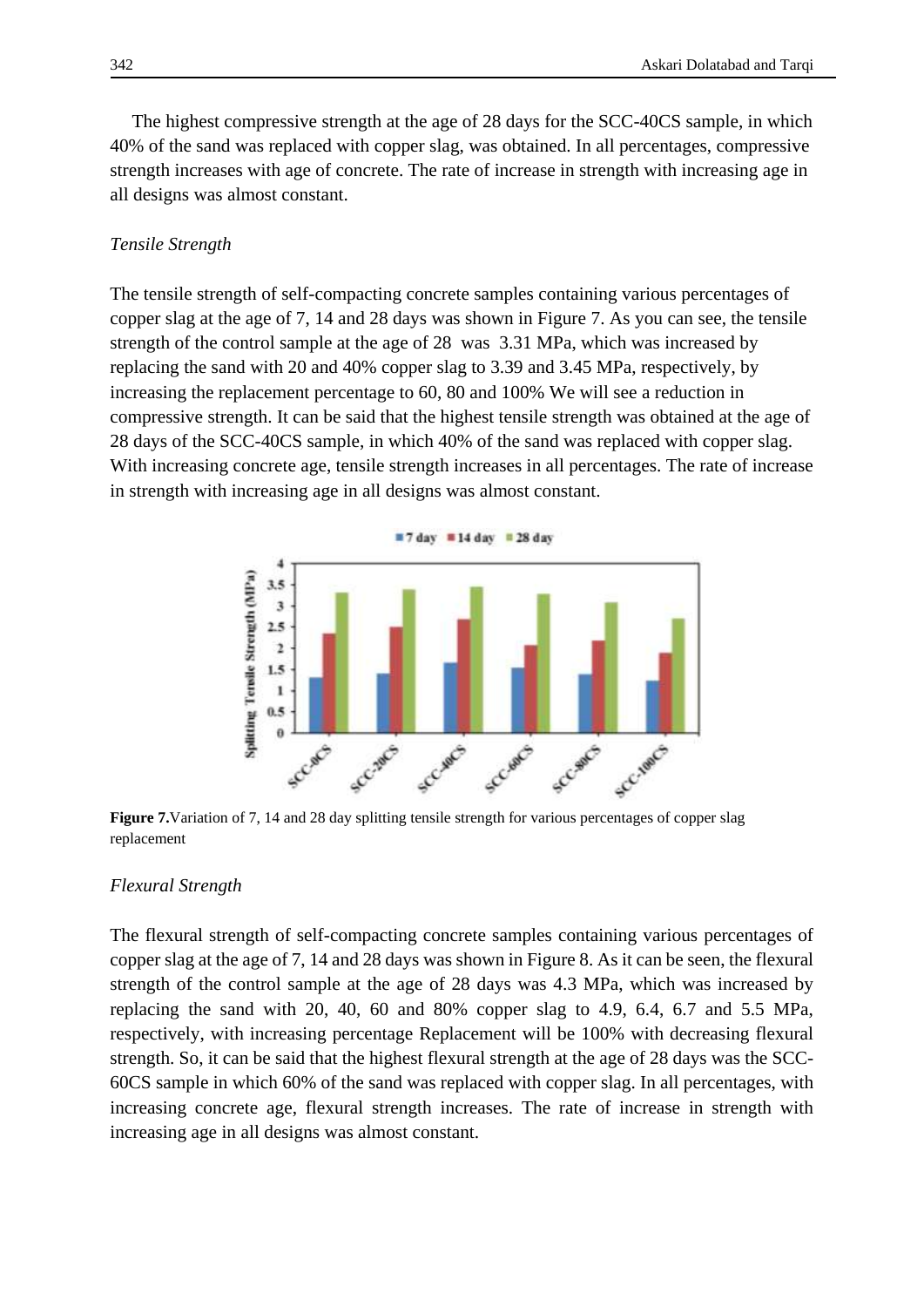The highest compressive strength at the age of 28 days for the SCC-40CS sample, in which 40% of the sand was replaced with copper slag, was obtained. In all percentages, compressive strength increases with age of concrete. The rate of increase in strength with increasing age in all designs was almost constant.

*Tensile Strength*

The tensile strength of self-compacting concrete samples containing various percentages of copper slag at the age of 7, 14 and 28 days was shown in Figure 7. As you can see, the tensile strength of the control sample at the age of 28 was 3.31 MPa, which was increased by replacing the sand with 20 and 40% copper slag to 3.39 and 3.45 MPa, respectively, by increasing the replacement percentage to 60, 80 and 100% We will see a reduction in compressive strength. It can be said that the highest tensile strength was obtained at the age of 28 days of the SCC-40CS sample, in which 40% of the sand was replaced with copper slag. With increasing concrete age, tensile strength increases in all percentages. The rate of increase in strength with increasing age in all designs was almost constant.

**Figure 7.**Variation of 7, 14 and 28 day splitting tensile strength for various percentages of copper slag replacement

*Flexural Strength*

The flexural strength of self-compacting concrete samples containing various percentages of copper slag at the age of 7, 14 and 28 days was shown in Figure 8. As it can be seen, the flexural strength of the control sample at the age of 28 days was 4.3 MPa, which was increased by replacing the sand with 20, 40, 60 and 80% copper slag to 4.9, 6.4, 6.7 and 5.5 MPa, respectively, with increasing percentage Replacement will be 100% with decreasing flexural strength. So, it can be said that the highest flexural strength at the age of 28 days was the SCC-60CS sample in which 60% of the sand was replaced with copper slag. In all percentages, with increasing concrete age, flexural strength increases. The rate of increase in strength with increasing age in all designs was almost constant.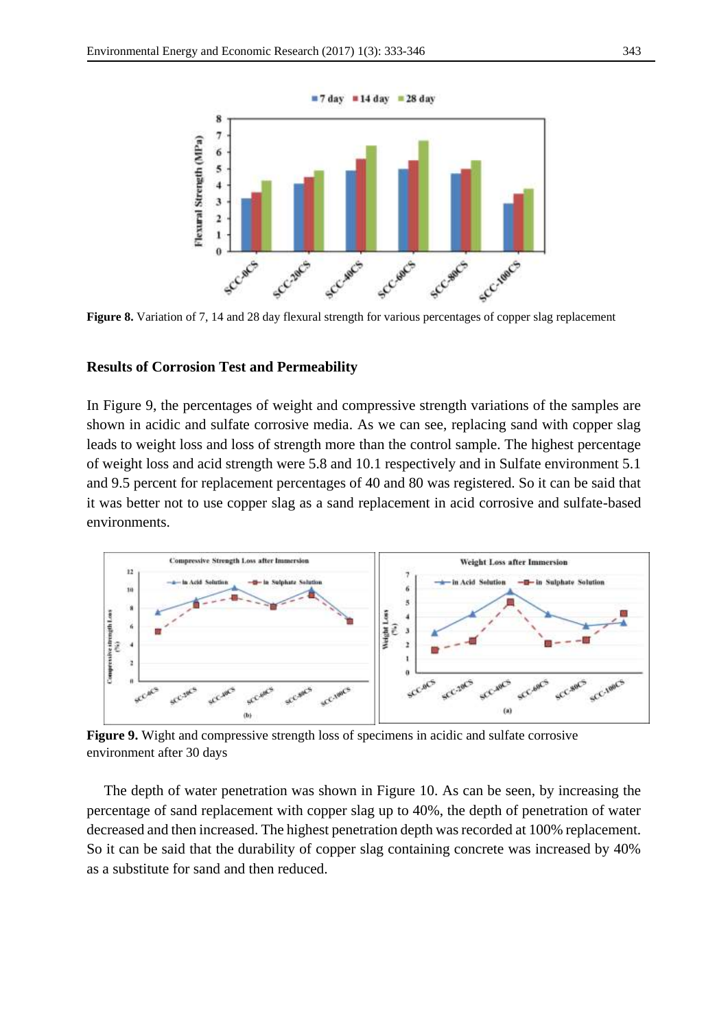Figure 8. Variation of 7, 14 and 28 day flexural strength for various percentages of copper slag replacement

### Results of Corrosion Test and Permeability

In Figure 9, the percentages of weight and compressive strength variations of the samples are shown in acidic and sulfate corrosive media. As we can see, replacing sand with copper slag leads to weight loss and loss of strength more than the control sample. The highest percentage of weight loss and acid strength were 5.8 and 10.1 respectively and in Sulfate environment 5.1 and 9.5 percent for replacement percentages of 40 and 80 was registered. So it can be said that it was better not to use copper slag as a sand replacement in acid corrosive and sulfate-based environments.

Figure 9. Wight and compressive strength loss of specimens in acidic and sulfate corrosive environment after 30 days

The depth of water penetration was shown in Figure 10. As can be seen, by increasing the percentage of sand replacement with copper slag up to 40%, the depth of penetration of water decreased and then increased. The highest penetration depth was recorded at 100% replacement. So it can be said that the durability of copper slag containing concrete was increased by 40% as a substitute for sand and then reduced.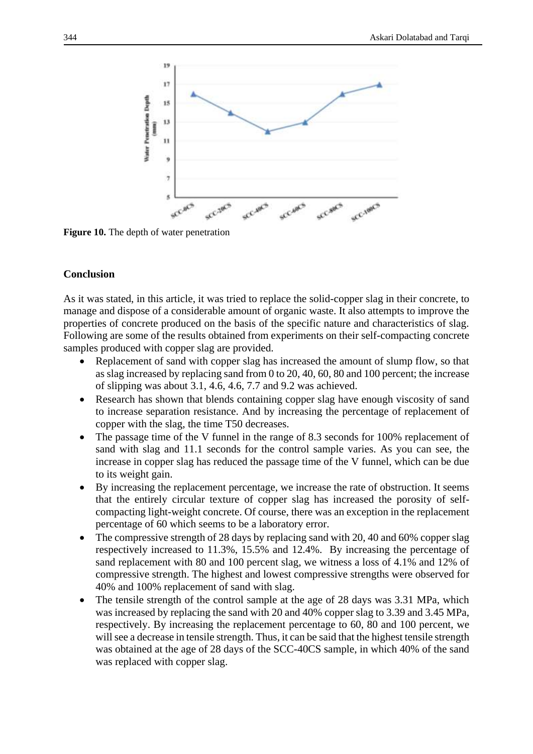**Figure 10.** The depth of water penetration

## Conclusion

As it was stated, in this article, it was tried to replace the solid-copper slag in their concrete, to manage and dispose of a considerable amount of organic waste. It also attempts to improve the properties of concrete produced on the basis of the specific nature and characteristics of slag. Following are some of the results obtained from experiments on their self-compacting concrete samples produced with copper slag are provided.

- Replacement of sand with copper slag has increased the amount of slump flow, so that as slag increased by replacing sand from 0 to 20, 40, 60, 80 and 100 percent; the increase of slipping was about 3.1, 4.6, 4.6, 7.7 and 9.2 was achieved.
- Research has shown that blends containing copper slag have enough viscosity of sand to increase separation resistance. And by increasing the percentage of replacement of copper with the slag, the time T50 decreases.
- The passage time of the V funnel in the range of 8.3 seconds for 100% replacement of sand with slag and 11.1 seconds for the control sample varies. As you can see, the increase in copper slag has reduced the passage time of the V funnel, which can be due to its weight gain.
- By increasing the replacement percentage, we increase the rate of obstruction. It seems that the entirely circular texture of copper slag has increased the porosity of self-compacting light-weight concrete. Of course, there was an exception in the replacement percentage of 60 which seems to be a laboratory error.
- The compressive strength of 28 days by replacing sand with 20, 40 and 60% copper slag respectively increased to 11.3%, 15.5% and 12.4%. By increasing the percentage of sand replacement with 80 and 100 percent slag, we witness a loss of 4.1% and 12% of compressive strength. The highest and lowest compressive strengths were observed for 40% and 100% replacement of sand with slag.
- The tensile strength of the control sample at the age of 28 days was 3.31 MPa, which was increased by replacing the sand with 20 and 40% copper slag to 3.39 and 3.45 MPa, respectively. By increasing the replacement percentage to 60, 80 and 100 percent, we will see a decrease in tensile strength. Thus, it can be said that the highest tensile strength was obtained at the age of 28 days of the SCC-40CS sample, in which 40% of the sand was replaced with copper slag.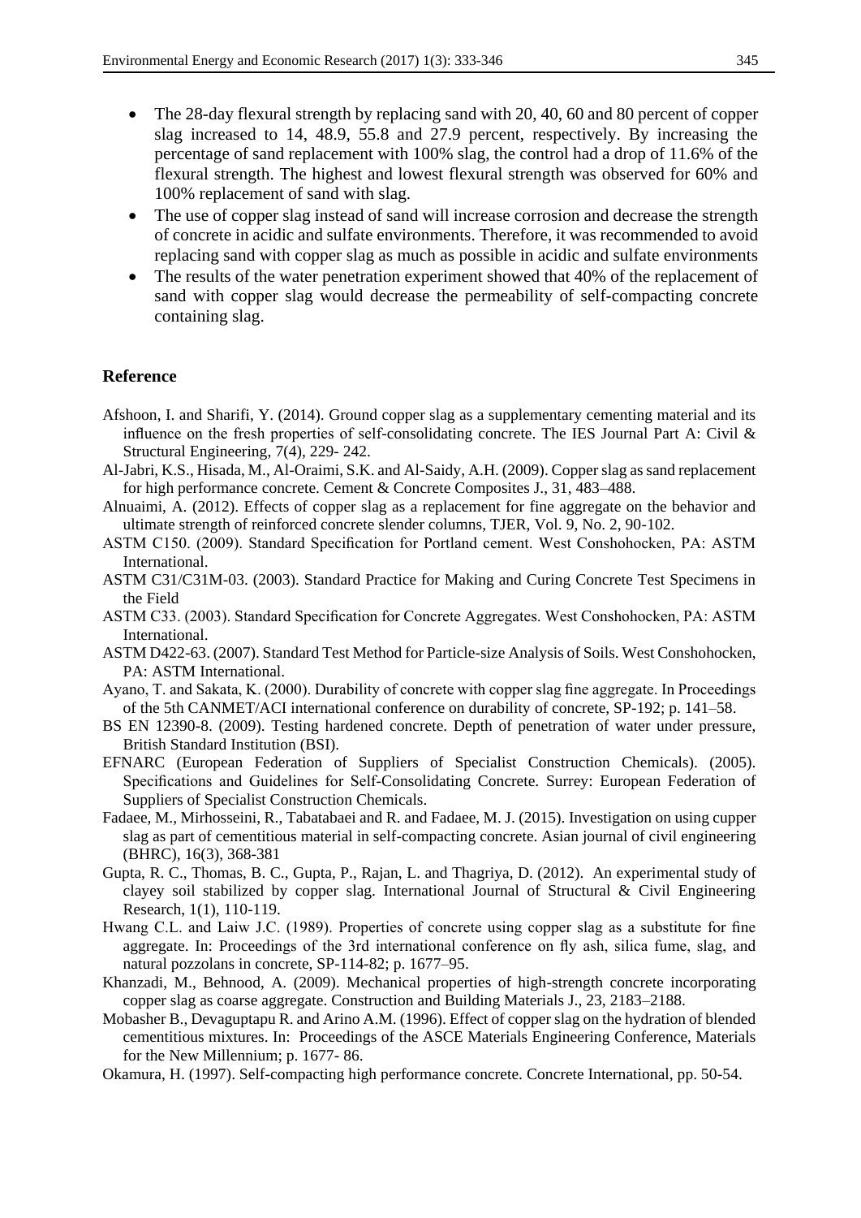- The 28-day flexural strength by replacing sand with 20, 40, 60 and 80 percent of copper slag increased to 14, 48.9, 55.8 and 27.9 percent, respectively. By increasing the percentage of sand replacement with 100% slag, the control had a drop of 11.6% of the flexural strength. The highest and lowest flexural strength was observed for 60% and 100% replacement of sand with slag.
- The use of copper slag instead of sand will increase corrosion and decrease the strength of concrete in acidic and sulfate environments. Therefore, it was recommended to avoid replacing sand with copper slag as much as possible in acidic and sulfate environments
- The results of the water penetration experiment showed that 40% of the replacement of sand with copper slag would decrease the permeability of self-compacting concrete containing slag.

## Reference

Afshoon, I. and Sharifi, Y. (2014). Ground copper slag as a supplementary cementing material and its influence on the fresh properties of self-consolidating concrete. The IES Journal Part A: Civil & Structural Engineering, 7(4), 229- 242.

Al-Jabri, K.S., Hisada, M., Al-Oraimi, S.K. and Al-Saidy, A.H. (2009). Copper slag as sand replacement for high performance concrete. Cement & Concrete Composites J., 31, 483–488.

Alnuaimi, A. (2012). Effects of copper slag as a replacement for fine aggregate on the behavior and ultimate strength of reinforced concrete slender columns, TJER, Vol. 9, No. 2, 90-102.

ASTM C150. (2009). Standard Specification for Portland cement. West Conshohocken, PA: ASTM International.

ASTM C31/C31M-03. (2003). Standard Practice for Making and Curing Concrete Test Specimens in the Field

ASTM C33. (2003). Standard Specification for Concrete Aggregates. West Conshohocken, PA: ASTM International.

ASTM D422-63. (2007). Standard Test Method for Particle-size Analysis of Soils. West Conshohocken, PA: ASTM International.

Ayano, T. and Sakata, K. (2000). Durability of concrete with copper slag fine aggregate. In Proceedings of the 5th CANMET/ACI international conference on durability of concrete, SP-192; p. 141–58.

BS EN 12390-8. (2009). Testing hardened concrete. Depth of penetration of water under pressure, British Standard Institution (BSI).

EFNARC (European Federation of Suppliers of Specialist Construction Chemicals). (2005). Specifications and Guidelines for Self-Consolidating Concrete. Surrey: European Federation of Suppliers of Specialist Construction Chemicals.

Fadaee, M., Mirhosseini, R., Tabatabaei and R. and Fadaee, M. J. (2015). Investigation on using cupper slag as part of cementitious material in self-compacting concrete. Asian journal of civil engineering (BHRC), 16(3), 368-381

Gupta, R. C., Thomas, B. C., Gupta, P., Rajan, L. and Thagriya, D. (2012). An experimental study of clayey soil stabilized by copper slag. International Journal of Structural & Civil Engineering Research, 1(1), 110-119.

Hwang C.L. and Laiw J.C. (1989). Properties of concrete using copper slag as a substitute for fine aggregate. In: Proceedings of the 3rd international conference on fly ash, silica fume, slag, and natural pozzolans in concrete, SP-114-82; p. 1677–95.

Khanzadi, M., Behnood, A. (2009). Mechanical properties of high-strength concrete incorporating copper slag as coarse aggregate. Construction and Building Materials J., 23, 2183–2188.

Mobasher B., Devaguptapu R. and Arino A.M. (1996). Effect of copper slag on the hydration of blended cementitious mixtures. In: Proceedings of the ASCE Materials Engineering Conference, Materials for the New Millennium; p. 1677- 86.

Okamura, H. (1997). Self-compacting high performance concrete. Concrete International, pp. 50-54.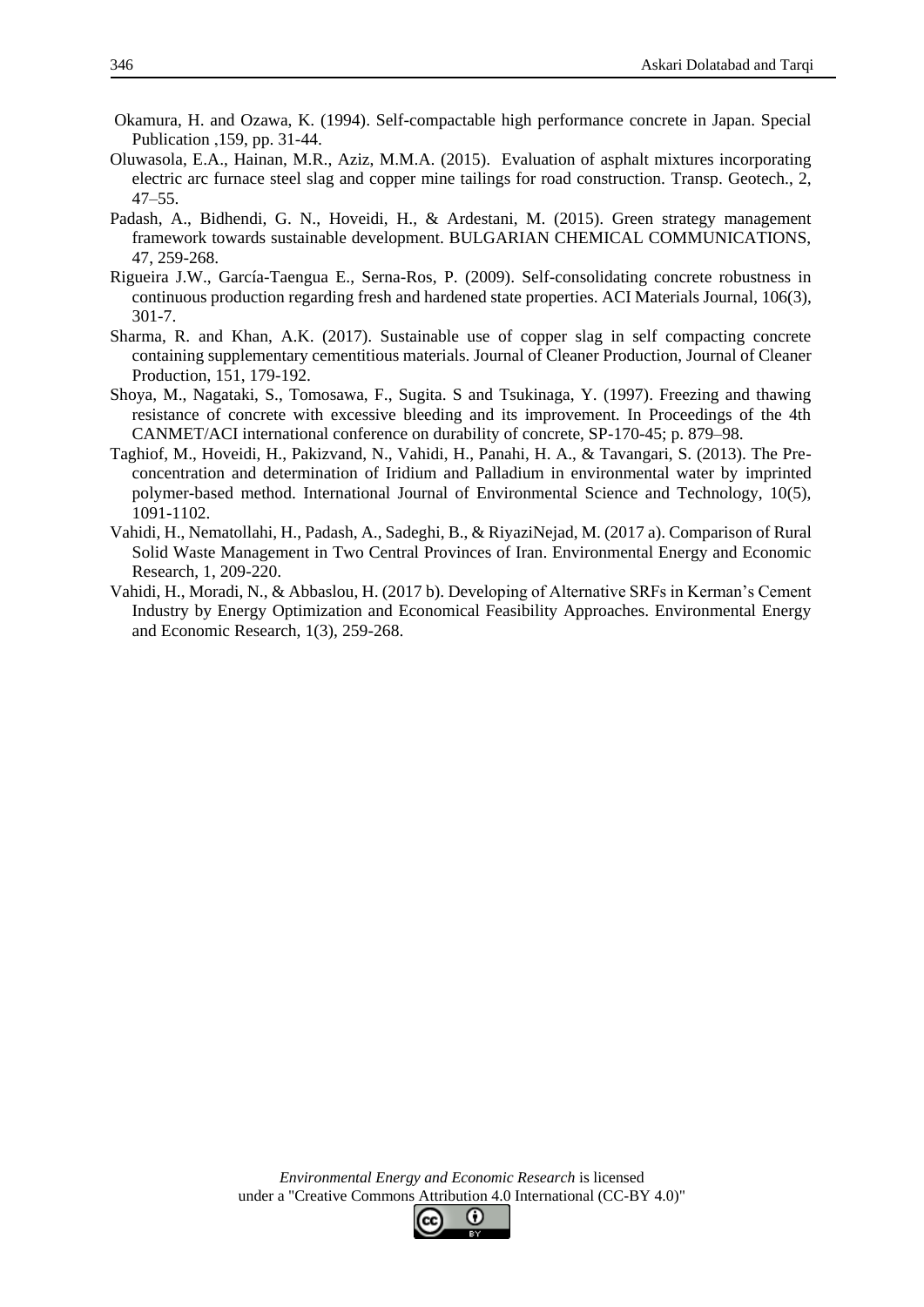Okamura, H. and Ozawa, K. (1994). Self-compactable high performance concrete in Japan. Special Publication ,159, pp. 31-44.

Oluwasola, E.A., Hainan, M.R., Aziz, M.M.A. (2015). Evaluation of asphalt mixtures incorporating electric arc furnace steel slag and copper mine tailings for road construction. Transp. Geotech., 2, 47–55.

Padash, A., Bidhendi, G. N., Hoveidi, H., & Ardestani, M. (2015). Green strategy management framework towards sustainable development. BULGARIAN CHEMICAL COMMUNICATIONS, 47, 259-268.

Rigueira J.W., García-Taengua E., Serna-Ros, P. (2009). Self-consolidating concrete robustness in continuous production regarding fresh and hardened state properties. ACI Materials Journal, 106(3), 301-7.

Sharma, R. and Khan, A.K. (2017). Sustainable use of copper slag in self compacting concrete containing supplementary cementitious materials. Journal of Cleaner Production, Journal of Cleaner Production, 151, 179-192.

Shoya, M., Nagataki, S., Tomosawa, F., Sugita. S and Tsukinaga, Y. (1997). Freezing and thawing resistance of concrete with excessive bleeding and its improvement. In Proceedings of the 4th CANMET/ACI international conference on durability of concrete, SP-170-45; p. 879–98.

Taghiof, M., Hoveidi, H., Pakizvand, N., Vahidi, H., Panahi, H. A., & Tavangari, S. (2013). The Pre-concentration and determination of Iridium and Palladium in environmental water by imprinted polymer-based method. International Journal of Environmental Science and Technology, 10(5), 1091-1102.

Vahidi, H., Nematollahi, H., Padash, A., Sadeghi, B., & RiyaziNejad, M. (2017 a). Comparison of Rural Solid Waste Management in Two Central Provinces of Iran. Environmental Energy and Economic Research, 1, 209-220.

Vahidi, H., Moradi, N., & Abbaslou, H. (2017 b). Developing of Alternative SRFs in Kerman's Cement Industry by Energy Optimization and Economical Feasibility Approaches. Environmental Energy and Economic Research, 1(3), 259-268.

*Environmental Energy and Economic Research* is licensed under a "Creative Commons Attribution 4.0 International (CC-BY 4.0)"